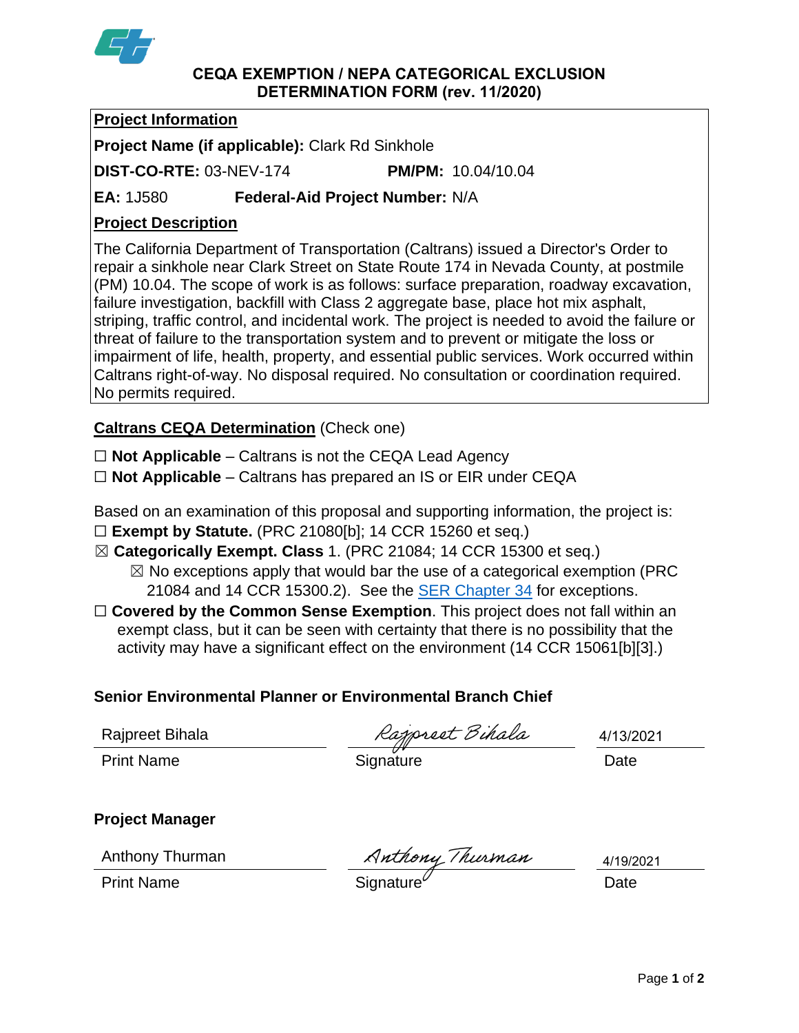# CEQA EXEMPTION / NEPA CATEGORICAL EXCLUSION DETERMINATION FORM (rev. 11/2020)

**Project Information**

**Project Name (if applicable):** Clark Rd Sinkhole

**DIST-CO-RTE:** 03-NEV-174 **PM/PM:** 10.04/10.04

**EA:** 1J580 **Federal-Aid Project Number:** N/A

**Project Description**

The California Department of Transportation (Caltrans) issued a Director's Order to repair a sinkhole near Clark Street on State Route 174 in Nevada County, at postmile (PM) 10.04. The scope of work is as follows: surface preparation, roadway excavation, failure investigation, backfill with Class 2 aggregate base, place hot mix asphalt, striping, traffic control, and incidental work. The project is needed to avoid the failure or threat of failure to the transportation system and to prevent or mitigate the loss or impairment of life, health, property, and essential public services. Work occurred within Caltrans right-of-way. No disposal required. No consultation or coordination required. No permits required.

**Caltrans CEQA Determination** (Check one)

☐ **Not Applicable** – Caltrans is not the CEQA Lead Agency

☐ **Not Applicable** – Caltrans has prepared an IS or EIR under CEQA

Based on an examination of this proposal and supporting information, the project is:

☐ **Exempt by Statute.** (PRC 21080[b]; 14 CCR 15260 et seq.)

☒ **Categorically Exempt. Class** 1. (PRC 21084; 14 CCR 15300 et seq.)

- ☒ No exceptions apply that would bar the use of a categorical exemption (PRC 21084 and 14 CCR 15300.2). See the SER Chapter 34 for exceptions.

☐ **Covered by the Common Sense Exemption**. This project does not fall within an exempt class, but it can be seen with certainty that there is no possibility that the activity may have a significant effect on the environment (14 CCR 15061[b][3].)

**Senior Environmental Planner or Environmental Branch Chief**

| Rajpreet Bihala | Rajpreet Bihala | 4/13/2021 |
|---|---|---|
| Print Name | Signature | Date |

**Project Manager**

| Anthony Thurman | Anthony Thurman | 4/19/2021 |
|---|---|---|
| Print Name | Signature | Date |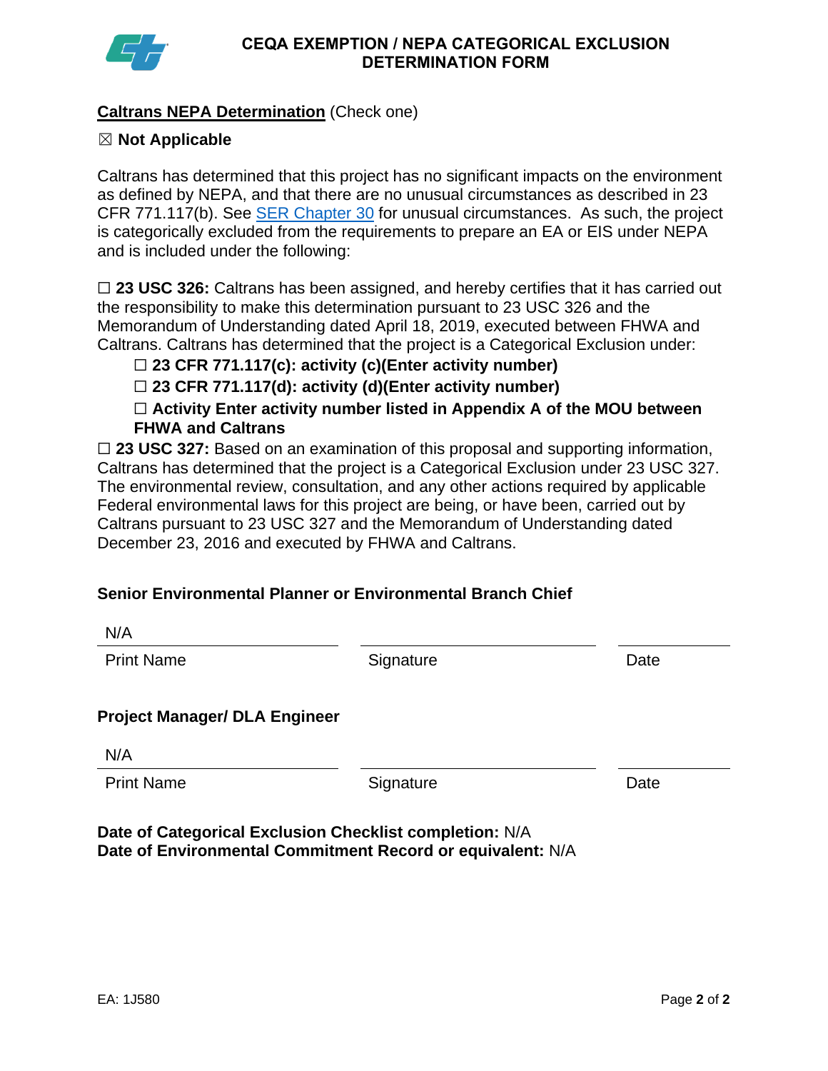# CEQA EXEMPTION / NEPA CATEGORICAL EXCLUSION DETERMINATION FORM

**Caltrans NEPA Determination** (Check one)

☒ **Not Applicable**

Caltrans has determined that this project has no significant impacts on the environment as defined by NEPA, and that there are no unusual circumstances as described in 23 CFR 771.117(b). See SER Chapter 30 for unusual circumstances. As such, the project is categorically excluded from the requirements to prepare an EA or EIS under NEPA and is included under the following:

☐ **23 USC 326:** Caltrans has been assigned, and hereby certifies that it has carried out the responsibility to make this determination pursuant to 23 USC 326 and the Memorandum of Understanding dated April 18, 2019, executed between FHWA and Caltrans. Caltrans has determined that the project is a Categorical Exclusion under:

- ☐ **23 CFR 771.117(c): activity (c)(Enter activity number)**
- ☐ **23 CFR 771.117(d): activity (d)(Enter activity number)**
- ☐ **Activity Enter activity number listed in Appendix A of the MOU between FHWA and Caltrans**

☐ **23 USC 327:** Based on an examination of this proposal and supporting information, Caltrans has determined that the project is a Categorical Exclusion under 23 USC 327. The environmental review, consultation, and any other actions required by applicable Federal environmental laws for this project are being, or have been, carried out by Caltrans pursuant to 23 USC 327 and the Memorandum of Understanding dated December 23, 2016 and executed by FHWA and Caltrans.

**Senior Environmental Planner or Environmental Branch Chief**

| N/A | | |
|---|---|---|
| Print Name | Signature | Date |

**Project Manager/ DLA Engineer**

| N/A | | |
|---|---|---|
| Print Name | Signature | Date |

**Date of Categorical Exclusion Checklist completion:** N/A
**Date of Environmental Commitment Record or equivalent:** N/A

EA: 1J580